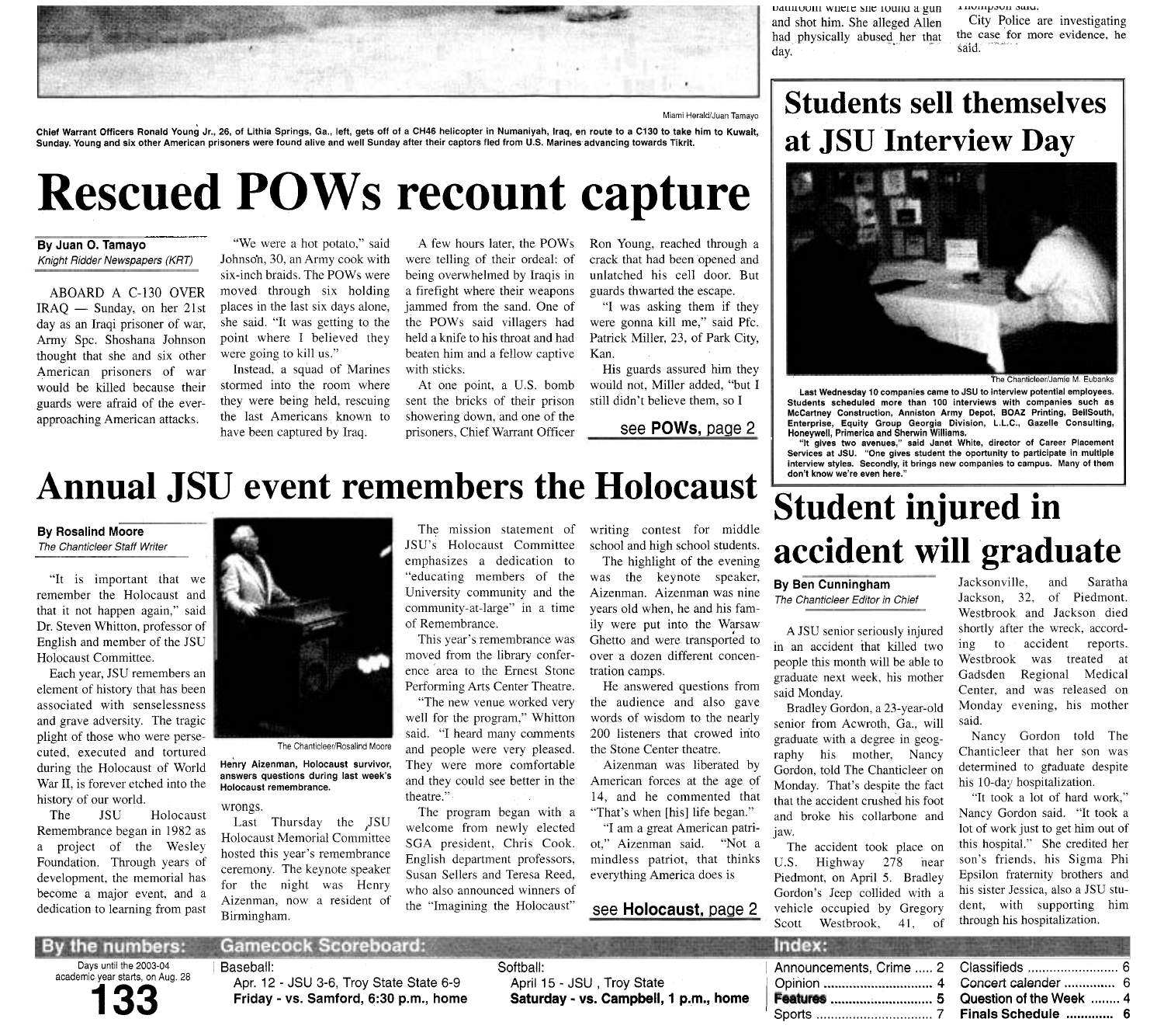bathroom where she found a gun and shot him. She alleged Allen had physically abused her that day.

Thompson said.

City Police are investigating the case for more evidence, he said.

Miami Herald/Juan Tamayo

**Chief Warrant Officers Ronald Young Jr., 26, of Lithia Springs, Ga., left, gets off of a CH46 helicopter in Numaniyah, Iraq, en route to a C130 to take him to Kuwait, Sunday. Young and six other American prisoners were found alive and well Sunday after their captors fled from U.S. Marines advancing towards Tikrit.**

# Rescued POWs recount capture

**By Juan O. Tamayo**
*Knight Ridder Newspapers (KRT)*

ABOARD A C-130 OVER IRAQ — Sunday, on her 21st day as an Iraqi prisoner of war, Army Spc. Shoshana Johnson thought that she and six other American prisoners would be killed because their guards were afraid of the ever-approaching American attacks.

"We were a hot potato," said Johnson, 30, an Army cook with six-inch braids. The POWs were moved through six holding places in the last six days alone, she said. "It was getting to the point where I believed they were going to kill us."

Instead, a squad of Marines stormed into the room where they were being held, rescuing the last Americans known to have been captured by Iraq.

A few hours later, the POWs were telling of their ordeal: of being overwhelmed by Iraqis in a firefight where their weapons jammed from the sand. One of the POWs said villagers had held a knife to his throat and had beaten him and a fellow captive with sticks.

At one point, a U.S. bomb sent the bricks of their prison showering down, and one of the prisoners, Chief Warrant Officer Ron Young, reached through a crack that had been opened and unlatched his cell door. But guards thwarted the escape.

"I was asking them if they were gonna kill me," said Pfc. Patrick Miller, 23, of Park City, Kan.

His guards assured him they would not, Miller added, "but I still didn't believe them, so I

see **POWs,** page 2

# Students sell themselves at JSU Interview Day

The Chanticleer/Jamie M. Eubanks

**Last Wednesday 10 companies came to JSU to interview potential employees. Students scheduled more than 100 interviews with companies such as McCartney Construction, Anniston Army Depot, BOAZ Printing, BellSouth, Enterprise, Equity Group Georgia Division, L.L.C., Gazelle Consulting, Honeywell, Primerica and Sherwin Williams.**

**"It gives two avenues," said Janet White, director of Career Placement Services at JSU. "One gives student the oportunity to participate in multiple interview styles. Secondly, it brings new companies to campus. Many of them don't know we're even here."**

# Annual JSU event remembers the Holocaust

**By Rosalind Moore**
*The Chanticleer Staff Writer*

"It is important that we remember the Holocaust and that it not happen again," said Dr. Steven Whitton, professor of English and member of the JSU Holocaust Committee.

Each year, JSU remembers an element of history that has been associated with senselessness and grave adversity. The tragic plight of those who were persecuted, executed and tortured during the Holocaust of World War II, is forever etched into the history of our world.

The JSU Holocaust Remembrance began in 1982 as a project of the Wesley Foundation. Through years of development, the memorial has become a major event, and a dedication to learning from past wrongs.

The Chanticleer/Rosalind Moore

**Henry Aizenman, Holocaust survivor, answers questions during last week's Holocaust remembrance.**

Last Thursday the JSU Holocaust Memorial Committee hosted this year's remembrance ceremony. The keynote speaker for the night was Henry Aizenman, now a resident of Birmingham.

The mission statement of JSU's Holocaust Committee emphasizes a dedication to "educating members of the University community and the community-at-large" in a time of Remembrance.

This year's remembrance was moved from the library conference area to the Ernest Stone Performing Arts Center Theatre.

"The new venue worked very well for the program," Whitton said. "I heard many comments and people were very pleased. They were more comfortable and they could see better in the theatre."

The program began with a welcome from newly elected SGA president, Chris Cook. English department professors, Susan Sellers and Teresa Reed, who also announced winners of the "Imagining the Holocaust" writing contest for middle school and high school students.

The highlight of the evening was the keynote speaker, Aizenman. Aizenman was nine years old when, he and his family were put into the Warsaw Ghetto and were transported to over a dozen different concentration camps.

He answered questions from the audience and also gave words of wisdom to the nearly 200 listeners that crowed into the Stone Center theatre.

Aizenman was liberated by American forces at the age of 14, and he commented that "That's when [his] life began."

"I am a great American patriot," Aizenman said. "Not a mindless patriot, that thinks everything America does is

see **Holocaust,** page 2

# Student injured in accident will graduate

**By Ben Cunningham**
*The Chanticleer Editor in Chief*

A JSU senior seriously injured in an accident that killed two people this month will be able to graduate next week, his mother said Monday.

Bradley Gordon, a 23-year-old senior from Acwroth, Ga., will graduate with a degree in geography his mother, Nancy Gordon, told The Chanticleer on Monday. That's despite the fact that the accident crushed his foot and broke his collarbone and jaw.

The accident took place on U.S. Highway 278 near Piedmont, on April 5. Bradley Gordon's Jeep collided with a vehicle occupied by Gregory Scott Westbrook, 41, of Jacksonville, and Saratha Jackson, 32, of Piedmont. Westbrook and Jackson died shortly after the wreck, according to accident reports. Westbrook was treated at Gadsden Regional Medical Center, and was released on Monday evening, his mother said.

Nancy Gordon told The Chanticleer that her son was determined to graduate despite his 10-day hospitalization.

"It took a lot of hard work," Nancy Gordon said. "It took a lot of work just to get him out of this hospital." She credited her son's friends, his Sigma Phi Epsilon fraternity brothers and his sister Jessica, also a JSU student, with supporting him through his hospitalization.

**By the numbers:**

Days until the 2003-04 academic year starts, on Aug. 28

**133**

**Gamecock Scoreboard:**

Baseball:
Apr. 12 - JSU 3-6, Troy State State 6-9
**Friday - vs. Samford, 6:30 p.m., home**

Softball:
April 15 - JSU , Troy State
**Saturday - vs. Campbell, 1 p.m., home**

**Index:**

| | | | |
|---|---|---|---|
| Announcements, Crime | 2 | Classifieds | 6 |
| Opinion | 4 | Concert calender | 6 |
| Features | 5 | Question of the Week | 4 |
| Sports | 7 | Finals Schedule | 6 |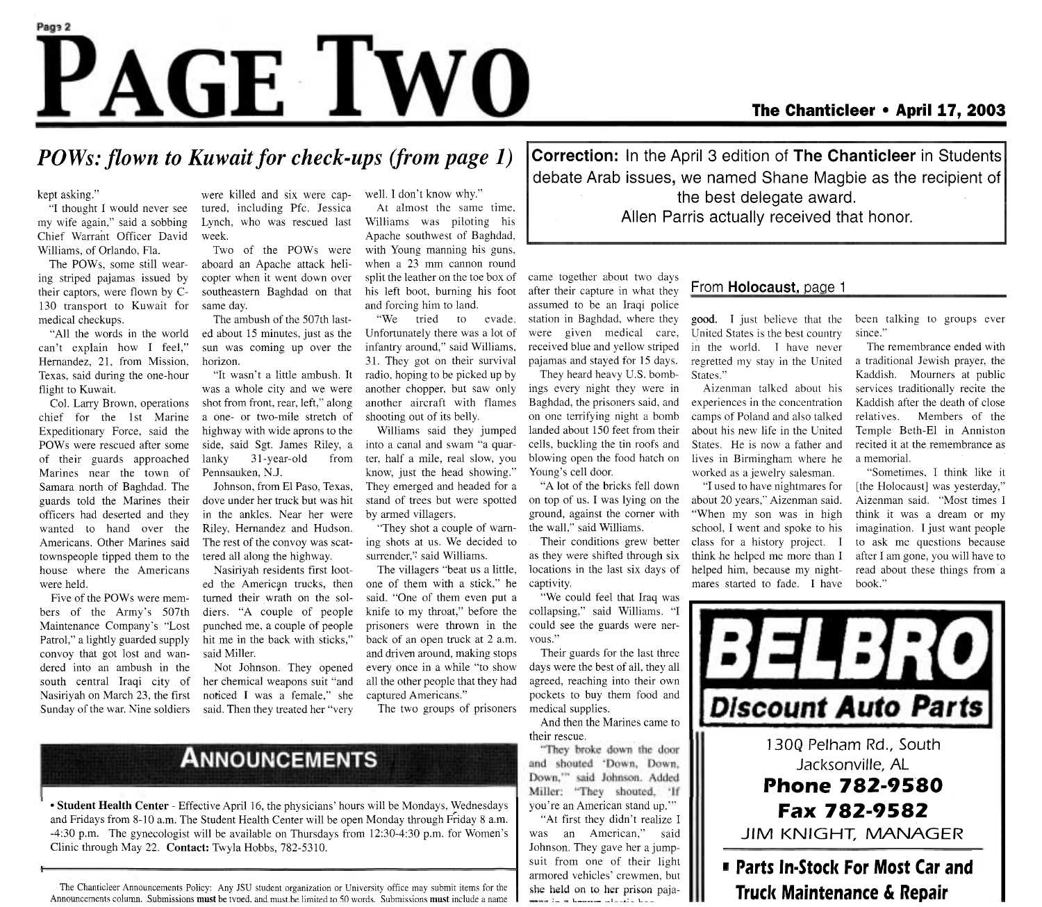# PAGE TWO

## POWs: flown to Kuwait for check-ups (from page 1)

kept asking."

"I thought I would never see my wife again," said a sobbing Chief Warrant Officer David Williams, of Orlando, Fla.

The POWs, some still wearing striped pajamas issued by their captors, were flown by C-130 transport to Kuwait for medical checkups.

"All the words in the world can't explain how I feel," Hernandez, 21, from Mission, Texas, said during the one-hour flight to Kuwait.

Col. Larry Brown, operations chief for the 1st Marine Expeditionary Force, said the POWs were rescued after some of their guards approached Marines near the town of Samara north of Baghdad. The guards told the Marines their officers had deserted and they wanted to hand over the Americans. Other Marines said townspeople tipped them to the house where the Americans were held.

Five of the POWs were members of the Army's 507th Maintenance Company's "Lost Patrol," a lightly guarded supply convoy that got lost and wandered into an ambush in the south central Iraqi city of Nasiriyah on March 23, the first Sunday of the war. Nine soldiers were killed and six were captured, including Pfc. Jessica Lynch, who was rescued last week.

Two of the POWs were aboard an Apache attack helicopter when it went down over southeastern Baghdad on that same day.

The ambush of the 507th lasted about 15 minutes, just as the sun was coming up over the horizon.

"It wasn't a little ambush. It was a whole city and we were shot from front, rear, left," along a one- or two-mile stretch of highway with wide aprons to the side, said Sgt. James Riley, a lanky 31-year-old from Pennsauken, N.J.

Johnson, from El Paso, Texas, dove under her truck but was hit in the ankles. Near her were Riley, Hernandez and Hudson. The rest of the convoy was scattered all along the highway.

Nasiriyah residents first looted the American trucks, then turned their wrath on the soldiers. "A couple of people punched me, a couple of people hit me in the back with sticks," said Miller.

Not Johnson. They opened her chemical weapons suit "and noticed I was a female," she said. Then they treated her "very well. I don't know why."

At almost the same time, Williams was piloting his Apache southwest of Baghdad, with Young manning his guns, when a 23 mm cannon round split the leather on the toe box of his left boot, burning his foot and forcing him to land.

"We tried to evade. Unfortunately there was a lot of infantry around," said Williams, 31. They got on their survival radio, hoping to be picked up by another chopper, but saw only another aircraft with flames shooting out of its belly.

Williams said they jumped into a canal and swam "a quarter, half a mile, real slow, you know, just the head showing." They emerged and headed for a stand of trees but were spotted by armed villagers.

"They shot a couple of warning shots at us. We decided to surrender," said Williams.

The villagers "beat us a little, one of them with a stick," he said. "One of them even put a knife to my throat," before the prisoners were thrown in the back of an open truck at 2 a.m. and driven around, making stops every once in a while "to show all the other people that they had captured Americans."

The two groups of prisoners came together about two days after their capture in what they assumed to be an Iraqi police station in Baghdad, where they were given medical care, received blue and yellow striped pajamas and stayed for 15 days.

They heard heavy U.S. bombings every night they were in Baghdad, the prisoners said, and on one terrifying night a bomb landed about 150 feet from their cells, buckling the tin roofs and blowing open the food hatch on Young's cell door.

"A lot of the bricks fell down on top of us. I was lying on the ground, against the corner with the wall," said Williams.

Their conditions grew better as they were shifted through six locations in the last six days of captivity.

"We could feel that Iraq was collapsing," said Williams. "I could see the guards were nervous."

Their guards for the last three days were the best of all, they all agreed, reaching into their own pockets to buy them food and medical supplies.

And then the Marines came to their rescue.

"They broke down the door and shouted 'Down, Down, Down,'" said Johnson. Added Miller: "They shouted, 'If you're an American stand up.'"

"At first they didn't realize I was an American," said Johnson. They gave her a jumpsuit from one of their light armored vehicles' crewmen, but she held on to her prison paja-

---

**Correction:** In the April 3 edition of **The Chanticleer** in Students debate Arab issues, we named Shane Magbie as the recipient of the best delegate award.
Allen Parris actually received that honor.

---

## From **Holocaust,** page 1

**good.** I just believe that the United States is the best country in the world. I have never regretted my stay in the United States."

Aizenman talked about his experiences in the concentration camps of Poland and also talked about his new life in the United States. He is now a father and lives in Birmingham where he worked as a jewelry salesman.

"I used to have nightmares for about 20 years," Aizenman said. "When my son was in high school, I went and spoke to his class for a history project. I think he helped me more than I helped him, because my nightmares started to fade. I have been talking to groups ever since."

The remembrance ended with a traditional Jewish prayer, the Kaddish. Mourners at public services traditionally recite the Kaddish after the death of close relatives. Members of the Temple Beth-El in Anniston recited it at the remembrance as a memorial.

"Sometimes, I think like it [the Holocaust] was yesterday," Aizenman said. "Most times I think it was a dream or my imagination. I just want people to ask me questions because after I am gone, you will have to read about these things from a book."

---

## ANNOUNCEMENTS

• **Student Health Center** - Effective April 16, the physicians' hours will be Mondays, Wednesdays and Fridays from 8-10 a.m. The Student Health Center will be open Monday through Friday 8 a.m. -4:30 p.m. The gynecologist will be available on Thursdays from 12:30-4:30 p.m. for Women's Clinic through May 22. **Contact:** Twyla Hobbs, 782-5310.

The Chanticleer Announcements Policy: Any JSU student organization or University office may submit items for the Announcements column. Submissions **must** be typed, and must be limited to 50 words. Submissions **must** include a name

---

**BELBRO**
**Discount Auto Parts**

130Q Pelham Rd., South
Jacksonville, AL
**Phone 782-9580**
**Fax 782-9582**
JIM KNIGHT, MANAGER

- **Parts In-Stock For Most Car and Truck Maintenance & Repair**